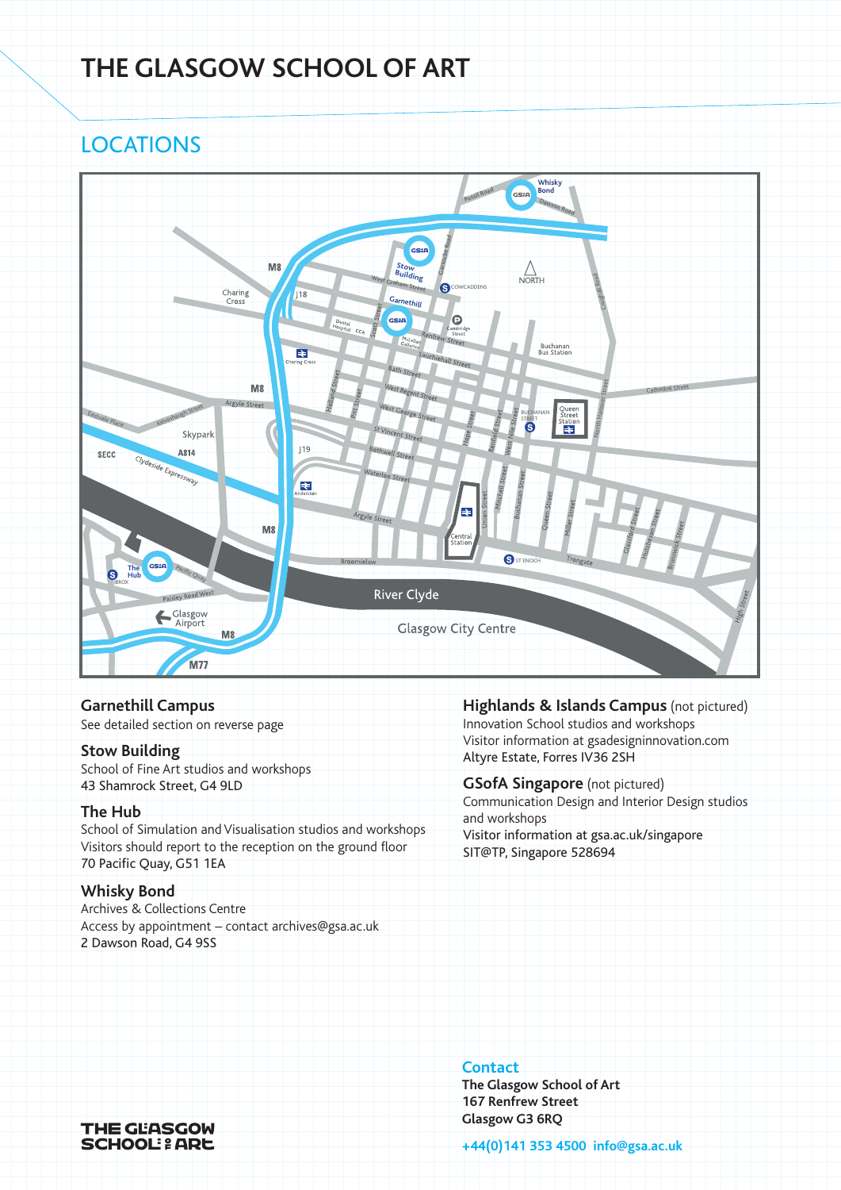# THE GLASGOW SCHOOL OF ART

## LOCATIONS

### Garnethill Campus
See detailed section on reverse page

### Stow Building
School of Fine Art studios and workshops
43 Shamrock Street, G4 9LD

### The Hub
School of Simulation and Visualisation studios and workshops
Visitors should report to the reception on the ground floor
70 Pacific Quay, G51 1EA

### Whisky Bond
Archives & Collections Centre
Access by appointment – contact archives@gsa.ac.uk
2 Dawson Road, G4 9SS

### Highlands & Islands Campus (not pictured)
Innovation School studios and workshops
Visitor information at gsadesigninnovation.com
Altyre Estate, Forres IV36 2SH

### GSofA Singapore (not pictured)
Communication Design and Interior Design studios and workshops
Visitor information at gsa.ac.uk/singapore
SIT@TP, Singapore 528694

### Contact
**The Glasgow School of Art**
**167 Renfrew Street**
**Glasgow G3 6RQ**

**+44(0)141 353 4500 info@gsa.ac.uk**

THE GLASGOW SCHOOL OF ART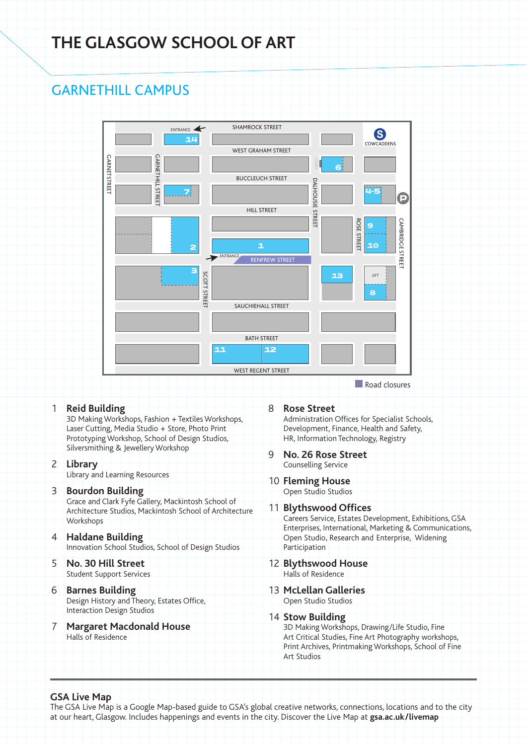# THE GLASGOW SCHOOL OF ART

## GARNETHILL CAMPUS

SHAMROCK STREET
ENTRANCE
14
S
COWCADDENS
WEST GRAHAM STREET
GARNET STREET
GARNETHILL STREET
STAIRS
6
BUCCLEUCH STREET
DALHOUSIE STREET
7
4-5
P
HILL STREET
ROSE STREET
9
CAMBRIDGE STREET
2
1
10
ENTRANCE
RENFREW STREET
3
SCOTT STREET
13
GFT
8
SAUCHIEHALL STREET
BATH STREET
11
12
WEST REGENT STREET

Road closures

1 **Reid Building**
3D Making Workshops, Fashion + Textiles Workshops, Laser Cutting, Media Studio + Store, Photo Print Prototyping Workshop, School of Design Studios, Silversmithing & Jewellery Workshop

2 **Library**
Library and Learning Resources

3 **Bourdon Building**
Grace and Clark Fyfe Gallery, Mackintosh School of Architecture Studios, Mackintosh School of Architecture Workshops

4 **Haldane Building**
Innovation School Studios, School of Design Studios

5 **No. 30 Hill Street**
Student Support Services

6 **Barnes Building**
Design History and Theory, Estates Office, Interaction Design Studios

7 **Margaret Macdonald House**
Halls of Residence

8 **Rose Street**
Administration Offices for Specialist Schools, Development, Finance, Health and Safety, HR, Information Technology, Registry

9 **No. 26 Rose Street**
Counselling Service

10 **Fleming House**
Open Studio Studios

11 **Blythswood Offices**
Careers Service, Estates Development, Exhibitions, GSA Enterprises, International, Marketing & Communications, Open Studio, Research and Enterprise, Widening Participation

12 **Blythswood House**
Halls of Residence

13 **McLellan Galleries**
Open Studio Studios

14 **Stow Building**
3D Making Workshops, Drawing/Life Studio, Fine Art Critical Studies, Fine Art Photography workshops, Print Archives, Printmaking Workshops, School of Fine Art Studios

## GSA Live Map

The GSA Live Map is a Google Map-based guide to GSA's global creative networks, connections, locations and to the city at our heart, Glasgow. Includes happenings and events in the city. Discover the Live Map at **gsa.ac.uk/livemap**